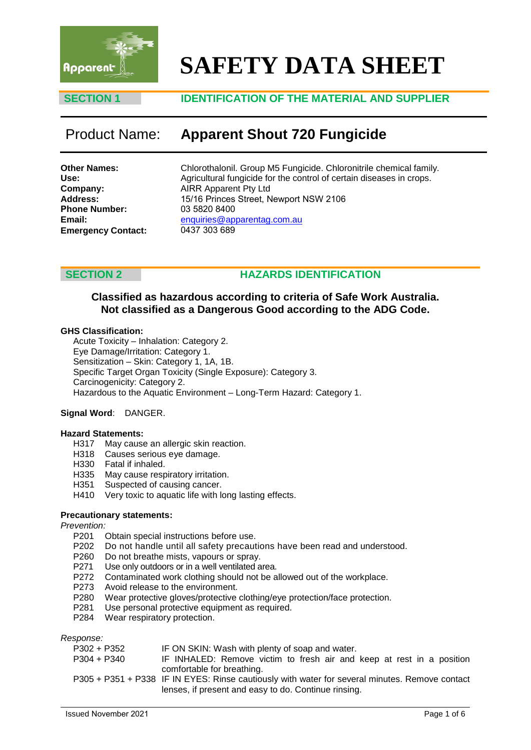# SAFETY DATA SHEET

## SECTION 1 IDENTIFICATION OF THE MATERIAL AND SUPPLIER

## Product Name: Apparent Shout 720 Fungicide

**Other Names:** Chlorothalonil. Group M5 Fungicide. Chloronitrile chemical family.
**Use:** Agricultural fungicide for the control of certain diseases in crops.
**Company:** AIRR Apparent Pty Ltd
**Address:** 15/16 Princes Street, Newport NSW 2106
**Phone Number:** 03 5820 8400
**Email:** enquiries@apparentag.com.au
**Emergency Contact:** 0437 303 689

## SECTION 2 HAZARDS IDENTIFICATION

**Classified as hazardous according to criteria of Safe Work Australia.**
**Not classified as a Dangerous Good according to the ADG Code.**

**GHS Classification:**

Acute Toxicity – Inhalation: Category 2.
Eye Damage/Irritation: Category 1.
Sensitization – Skin: Category 1, 1A, 1B.
Specific Target Organ Toxicity (Single Exposure): Category 3.
Carcinogenicity: Category 2.
Hazardous to the Aquatic Environment – Long-Term Hazard: Category 1.

**Signal Word**: DANGER.

**Hazard Statements:**

H317 May cause an allergic skin reaction.
H318 Causes serious eye damage.
H330 Fatal if inhaled.
H335 May cause respiratory irritation.
H351 Suspected of causing cancer.
H410 Very toxic to aquatic life with long lasting effects.

**Precautionary statements:**

*Prevention:*

P201 Obtain special instructions before use.
P202 Do not handle until all safety precautions have been read and understood.
P260 Do not breathe mists, vapours or spray.
P271 Use only outdoors or in a well ventilated area.
P272 Contaminated work clothing should not be allowed out of the workplace.
P273 Avoid release to the environment.
P280 Wear protective gloves/protective clothing/eye protection/face protection.
P281 Use personal protective equipment as required.
P284 Wear respiratory protection.

*Response:*

P302 + P352 IF ON SKIN: Wash with plenty of soap and water.
P304 + P340 IF INHALED: Remove victim to fresh air and keep at rest in a position comfortable for breathing.
P305 + P351 + P338 IF IN EYES: Rinse cautiously with water for several minutes. Remove contact lenses, if present and easy to do. Continue rinsing.

Issued November 2021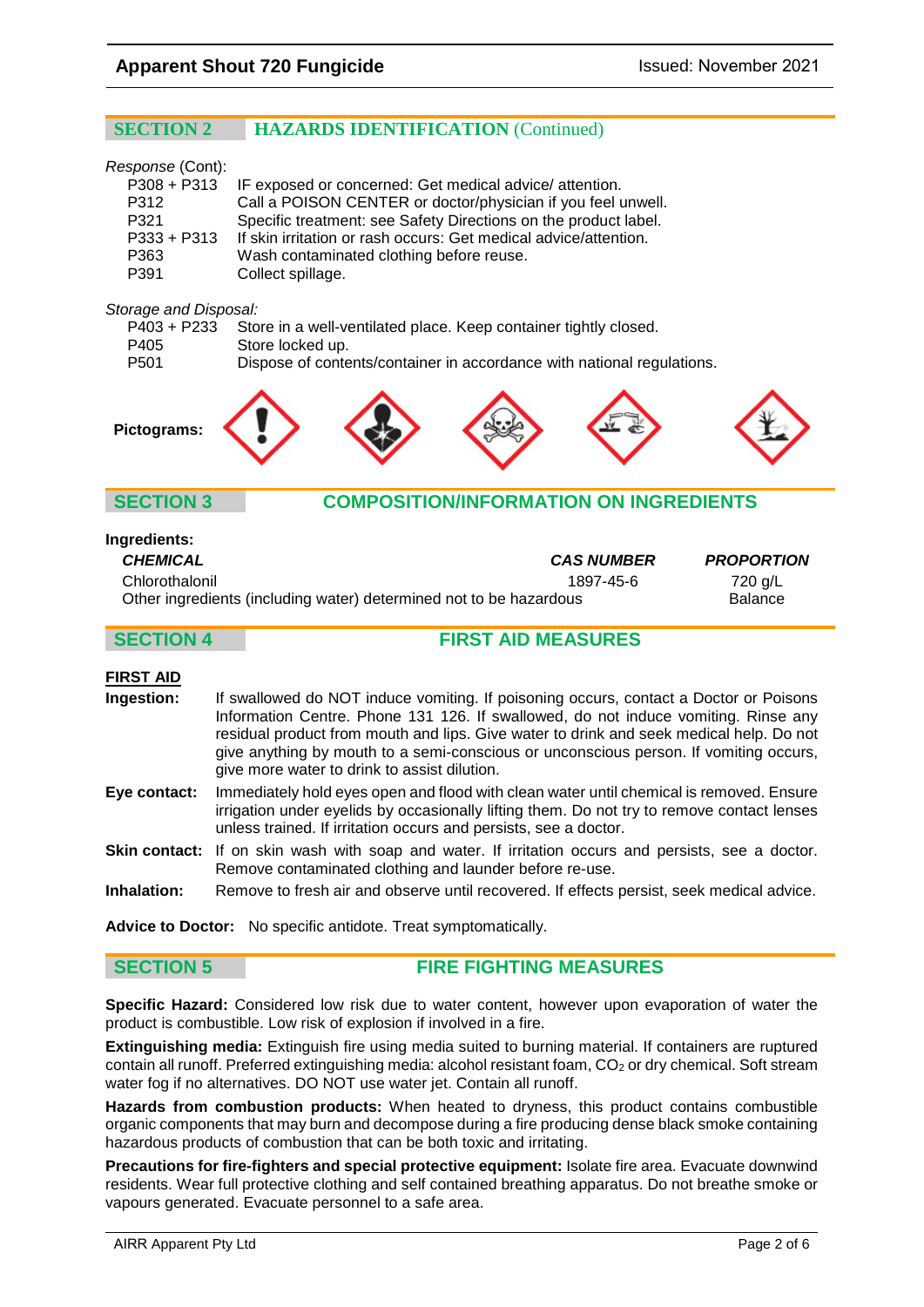## SECTION 2 HAZARDS IDENTIFICATION (Continued)

*Response* (Cont):

| | |
|---|---|
| P308 + P313 | IF exposed or concerned: Get medical advice/ attention. |
| P312 | Call a POISON CENTER or doctor/physician if you feel unwell. |
| P321 | Specific treatment: see Safety Directions on the product label. |
| P333 + P313 | If skin irritation or rash occurs: Get medical advice/attention. |
| P363 | Wash contaminated clothing before reuse. |
| P391 | Collect spillage. |

*Storage and Disposal:*

| | |
|---|---|
| P403 + P233 | Store in a well-ventilated place. Keep container tightly closed. |
| P405 | Store locked up. |
| P501 | Dispose of contents/container in accordance with national regulations. |

**Pictograms:**

## SECTION 3 COMPOSITION/INFORMATION ON INGREDIENTS

**Ingredients:**

| *CHEMICAL* | *CAS NUMBER* | *PROPORTION* |
|---|---|---|
| Chlorothalonil | 1897-45-6 | 720 g/L |
| Other ingredients (including water) determined not to be hazardous | | Balance |

## SECTION 4 FIRST AID MEASURES

**FIRST AID**

**Ingestion:** If swallowed do NOT induce vomiting. If poisoning occurs, contact a Doctor or Poisons Information Centre. Phone 131 126. If swallowed, do not induce vomiting. Rinse any residual product from mouth and lips. Give water to drink and seek medical help. Do not give anything by mouth to a semi-conscious or unconscious person. If vomiting occurs, give more water to drink to assist dilution.

**Eye contact:** Immediately hold eyes open and flood with clean water until chemical is removed. Ensure irrigation under eyelids by occasionally lifting them. Do not try to remove contact lenses unless trained. If irritation occurs and persists, see a doctor.

**Skin contact:** If on skin wash with soap and water. If irritation occurs and persists, see a doctor. Remove contaminated clothing and launder before re-use.

**Inhalation:** Remove to fresh air and observe until recovered. If effects persist, seek medical advice.

**Advice to Doctor:** No specific antidote. Treat symptomatically.

## SECTION 5 FIRE FIGHTING MEASURES

**Specific Hazard:** Considered low risk due to water content, however upon evaporation of water the product is combustible. Low risk of explosion if involved in a fire.

**Extinguishing media:** Extinguish fire using media suited to burning material. If containers are ruptured contain all runoff. Preferred extinguishing media: alcohol resistant foam, $CO_2$ or dry chemical. Soft stream water fog if no alternatives. DO NOT use water jet. Contain all runoff.

**Hazards from combustion products:** When heated to dryness, this product contains combustible organic components that may burn and decompose during a fire producing dense black smoke containing hazardous products of combustion that can be both toxic and irritating.

**Precautions for fire-fighters and special protective equipment:** Isolate fire area. Evacuate downwind residents. Wear full protective clothing and self contained breathing apparatus. Do not breathe smoke or vapours generated. Evacuate personnel to a safe area.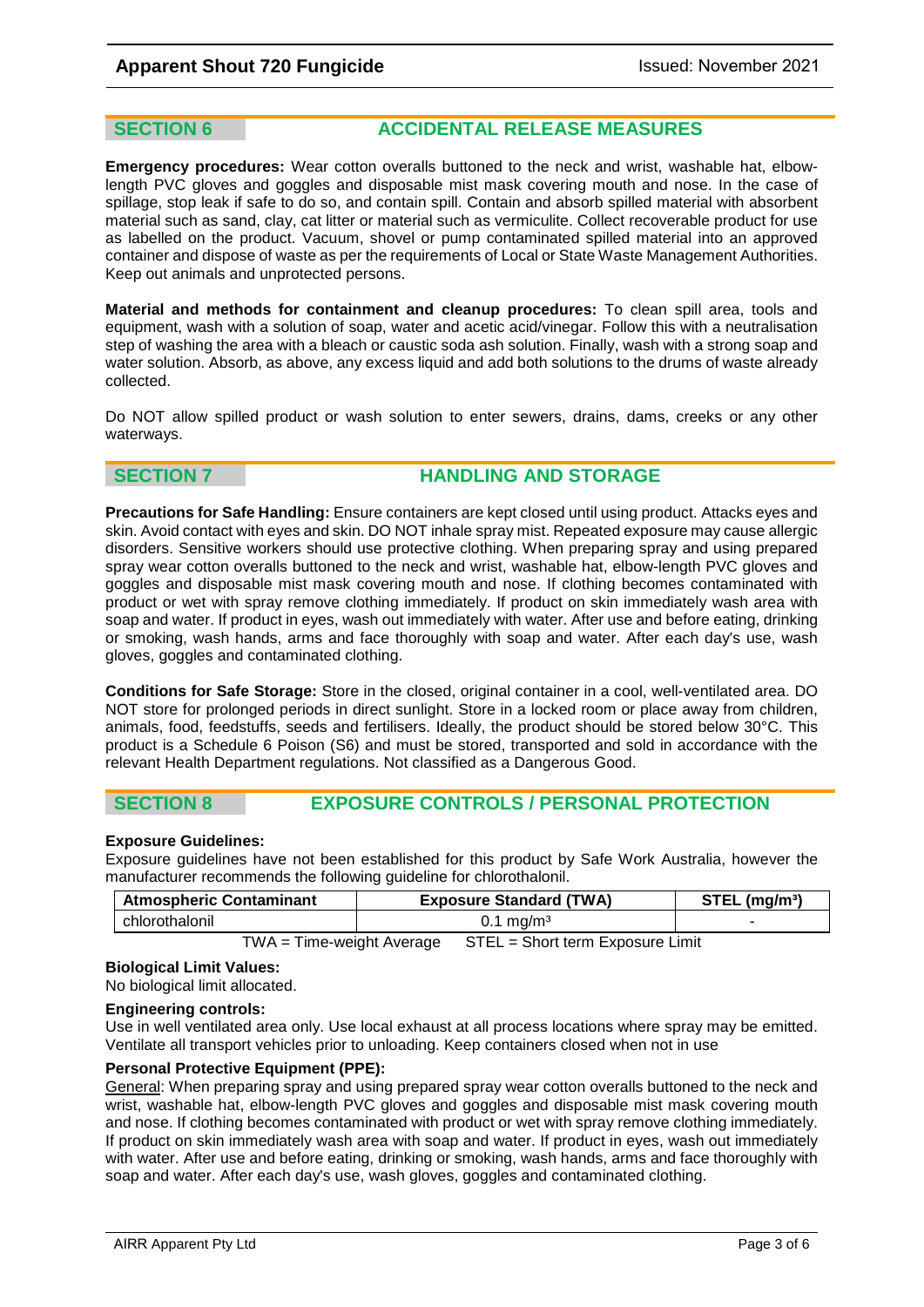## SECTION 6 ACCIDENTAL RELEASE MEASURES

**Emergency procedures:** Wear cotton overalls buttoned to the neck and wrist, washable hat, elbow-length PVC gloves and goggles and disposable mist mask covering mouth and nose. In the case of spillage, stop leak if safe to do so, and contain spill. Contain and absorb spilled material with absorbent material such as sand, clay, cat litter or material such as vermiculite. Collect recoverable product for use as labelled on the product. Vacuum, shovel or pump contaminated spilled material into an approved container and dispose of waste as per the requirements of Local or State Waste Management Authorities. Keep out animals and unprotected persons.

**Material and methods for containment and cleanup procedures:** To clean spill area, tools and equipment, wash with a solution of soap, water and acetic acid/vinegar. Follow this with a neutralisation step of washing the area with a bleach or caustic soda ash solution. Finally, wash with a strong soap and water solution. Absorb, as above, any excess liquid and add both solutions to the drums of waste already collected.

Do NOT allow spilled product or wash solution to enter sewers, drains, dams, creeks or any other waterways.

## SECTION 7 HANDLING AND STORAGE

**Precautions for Safe Handling:** Ensure containers are kept closed until using product. Attacks eyes and skin. Avoid contact with eyes and skin. DO NOT inhale spray mist. Repeated exposure may cause allergic disorders. Sensitive workers should use protective clothing. When preparing spray and using prepared spray wear cotton overalls buttoned to the neck and wrist, washable hat, elbow-length PVC gloves and goggles and disposable mist mask covering mouth and nose. If clothing becomes contaminated with product or wet with spray remove clothing immediately. If product on skin immediately wash area with soap and water. If product in eyes, wash out immediately with water. After use and before eating, drinking or smoking, wash hands, arms and face thoroughly with soap and water. After each day's use, wash gloves, goggles and contaminated clothing.

**Conditions for Safe Storage:** Store in the closed, original container in a cool, well-ventilated area. DO NOT store for prolonged periods in direct sunlight. Store in a locked room or place away from children, animals, food, feedstuffs, seeds and fertilisers. Ideally, the product should be stored below 30°C. This product is a Schedule 6 Poison (S6) and must be stored, transported and sold in accordance with the relevant Health Department regulations. Not classified as a Dangerous Good.

## SECTION 8 EXPOSURE CONTROLS / PERSONAL PROTECTION

**Exposure Guidelines:**

Exposure guidelines have not been established for this product by Safe Work Australia, however the manufacturer recommends the following guideline for chlorothalonil.

| Atmospheric Contaminant | Exposure Standard (TWA) | STEL (mg/m³) |
|---|---|---|
| chlorothalonil | 0.1 mg/m³ | - |

TWA = Time-weight Average STEL = Short term Exposure Limit

**Biological Limit Values:**

No biological limit allocated.

**Engineering controls:**

Use in well ventilated area only. Use local exhaust at all process locations where spray may be emitted. Ventilate all transport vehicles prior to unloading. Keep containers closed when not in use

**Personal Protective Equipment (PPE):**

General: When preparing spray and using prepared spray wear cotton overalls buttoned to the neck and wrist, washable hat, elbow-length PVC gloves and goggles and disposable mist mask covering mouth and nose. If clothing becomes contaminated with product or wet with spray remove clothing immediately. If product on skin immediately wash area with soap and water. If product in eyes, wash out immediately with water. After use and before eating, drinking or smoking, wash hands, arms and face thoroughly with soap and water. After each day's use, wash gloves, goggles and contaminated clothing.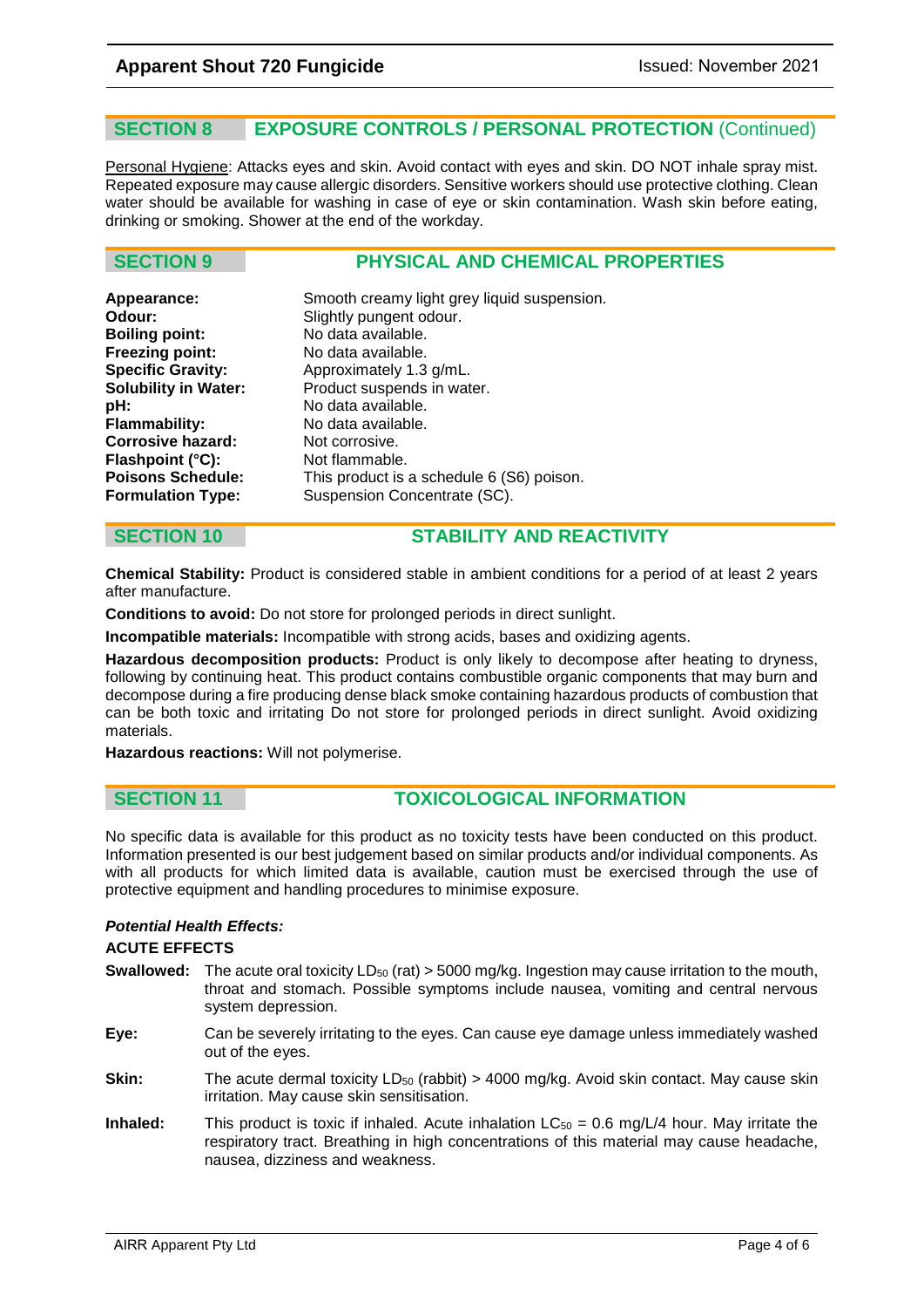## SECTION 8 EXPOSURE CONTROLS / PERSONAL PROTECTION (Continued)

Personal Hygiene: Attacks eyes and skin. Avoid contact with eyes and skin. DO NOT inhale spray mist. Repeated exposure may cause allergic disorders. Sensitive workers should use protective clothing. Clean water should be available for washing in case of eye or skin contamination. Wash skin before eating, drinking or smoking. Shower at the end of the workday.

## SECTION 9 PHYSICAL AND CHEMICAL PROPERTIES

**Appearance:** Smooth creamy light grey liquid suspension.
**Odour:** Slightly pungent odour.
**Boiling point:** No data available.
**Freezing point:** No data available.
**Specific Gravity:** Approximately 1.3 g/mL.
**Solubility in Water:** Product suspends in water.
**pH:** No data available.
**Flammability:** No data available.
**Corrosive hazard:** Not corrosive.
**Flashpoint (°C):** Not flammable.
**Poisons Schedule:** This product is a schedule 6 (S6) poison.
**Formulation Type:** Suspension Concentrate (SC).

## SECTION 10 STABILITY AND REACTIVITY

**Chemical Stability:** Product is considered stable in ambient conditions for a period of at least 2 years after manufacture.

**Conditions to avoid:** Do not store for prolonged periods in direct sunlight.

**Incompatible materials:** Incompatible with strong acids, bases and oxidizing agents.

**Hazardous decomposition products:** Product is only likely to decompose after heating to dryness, following by continuing heat. This product contains combustible organic components that may burn and decompose during a fire producing dense black smoke containing hazardous products of combustion that can be both toxic and irritating Do not store for prolonged periods in direct sunlight. Avoid oxidizing materials.

**Hazardous reactions:** Will not polymerise.

## SECTION 11 TOXICOLOGICAL INFORMATION

No specific data is available for this product as no toxicity tests have been conducted on this product. Information presented is our best judgement based on similar products and/or individual components. As with all products for which limited data is available, caution must be exercised through the use of protective equipment and handling procedures to minimise exposure.

***Potential Health Effects:***

**ACUTE EFFECTS**

**Swallowed:** The acute oral toxicity $LD_{50}$ (rat) > 5000 mg/kg. Ingestion may cause irritation to the mouth, throat and stomach. Possible symptoms include nausea, vomiting and central nervous system depression.

**Eye:** Can be severely irritating to the eyes. Can cause eye damage unless immediately washed out of the eyes.

**Skin:** The acute dermal toxicity $LD_{50}$ (rabbit) > 4000 mg/kg. Avoid skin contact. May cause skin irritation. May cause skin sensitisation.

**Inhaled:** This product is toxic if inhaled. Acute inhalation $LC_{50}$ = 0.6 mg/L/4 hour. May irritate the respiratory tract. Breathing in high concentrations of this material may cause headache, nausea, dizziness and weakness.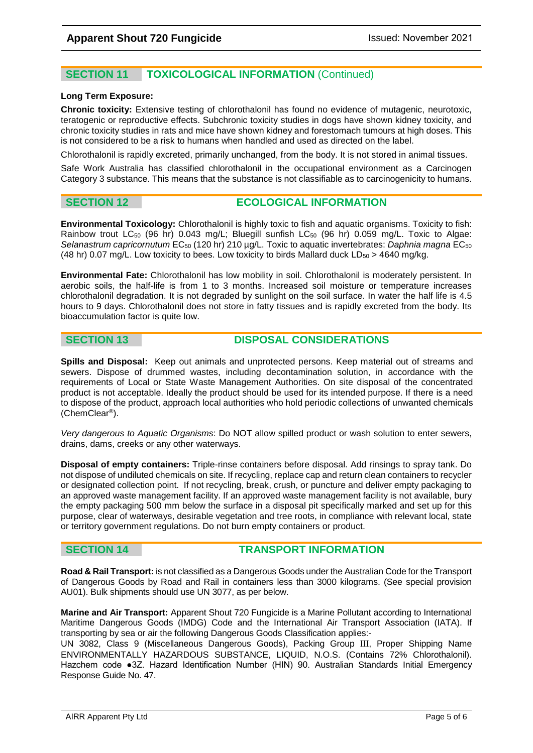## SECTION 11 TOXICOLOGICAL INFORMATION (Continued)

**Long Term Exposure:**

**Chronic toxicity:** Extensive testing of chlorothalonil has found no evidence of mutagenic, neurotoxic, teratogenic or reproductive effects. Subchronic toxicity studies in dogs have shown kidney toxicity, and chronic toxicity studies in rats and mice have shown kidney and forestomach tumours at high doses. This is not considered to be a risk to humans when handled and used as directed on the label.

Chlorothalonil is rapidly excreted, primarily unchanged, from the body. It is not stored in animal tissues.

Safe Work Australia has classified chlorothalonil in the occupational environment as a Carcinogen Category 3 substance. This means that the substance is not classifiable as to carcinogenicity to humans.

## SECTION 12 ECOLOGICAL INFORMATION

**Environmental Toxicology:** Chlorothalonil is highly toxic to fish and aquatic organisms. Toxicity to fish: Rainbow trout $LC_{50}$ (96 hr) 0.043 mg/L; Bluegill sunfish $LC_{50}$ (96 hr) 0.059 mg/L. Toxic to Algae: *Selanastrum capricornutum* $EC_{50}$ (120 hr) 210 µg/L. Toxic to aquatic invertebrates: *Daphnia magna* $EC_{50}$ (48 hr) 0.07 mg/L. Low toxicity to bees. Low toxicity to birds Mallard duck $LD_{50}$ > 4640 mg/kg.

**Environmental Fate:** Chlorothalonil has low mobility in soil. Chlorothalonil is moderately persistent. In aerobic soils, the half-life is from 1 to 3 months. Increased soil moisture or temperature increases chlorothalonil degradation. It is not degraded by sunlight on the soil surface. In water the half life is 4.5 hours to 9 days. Chlorothalonil does not store in fatty tissues and is rapidly excreted from the body. Its bioaccumulation factor is quite low.

## SECTION 13 DISPOSAL CONSIDERATIONS

**Spills and Disposal:** Keep out animals and unprotected persons. Keep material out of streams and sewers. Dispose of drummed wastes, including decontamination solution, in accordance with the requirements of Local or State Waste Management Authorities. On site disposal of the concentrated product is not acceptable. Ideally the product should be used for its intended purpose. If there is a need to dispose of the product, approach local authorities who hold periodic collections of unwanted chemicals (ChemClear®).

*Very dangerous to Aquatic Organisms*: Do NOT allow spilled product or wash solution to enter sewers, drains, dams, creeks or any other waterways.

**Disposal of empty containers:** Triple-rinse containers before disposal. Add rinsings to spray tank. Do not dispose of undiluted chemicals on site. If recycling, replace cap and return clean containers to recycler or designated collection point. If not recycling, break, crush, or puncture and deliver empty packaging to an approved waste management facility. If an approved waste management facility is not available, bury the empty packaging 500 mm below the surface in a disposal pit specifically marked and set up for this purpose, clear of waterways, desirable vegetation and tree roots, in compliance with relevant local, state or territory government regulations. Do not burn empty containers or product.

## SECTION 14 TRANSPORT INFORMATION

**Road & Rail Transport:** is not classified as a Dangerous Goods under the Australian Code for the Transport of Dangerous Goods by Road and Rail in containers less than 3000 kilograms. (See special provision AU01). Bulk shipments should use UN 3077, as per below.

**Marine and Air Transport:** Apparent Shout 720 Fungicide is a Marine Pollutant according to International Maritime Dangerous Goods (IMDG) Code and the International Air Transport Association (IATA). If transporting by sea or air the following Dangerous Goods Classification applies:-
UN 3082, Class 9 (Miscellaneous Dangerous Goods), Packing Group III, Proper Shipping Name ENVIRONMENTALLY HAZARDOUS SUBSTANCE, LIQUID, N.O.S. (Contains 72% Chlorothalonil). Hazchem code ●3Z. Hazard Identification Number (HIN) 90. Australian Standards Initial Emergency Response Guide No. 47.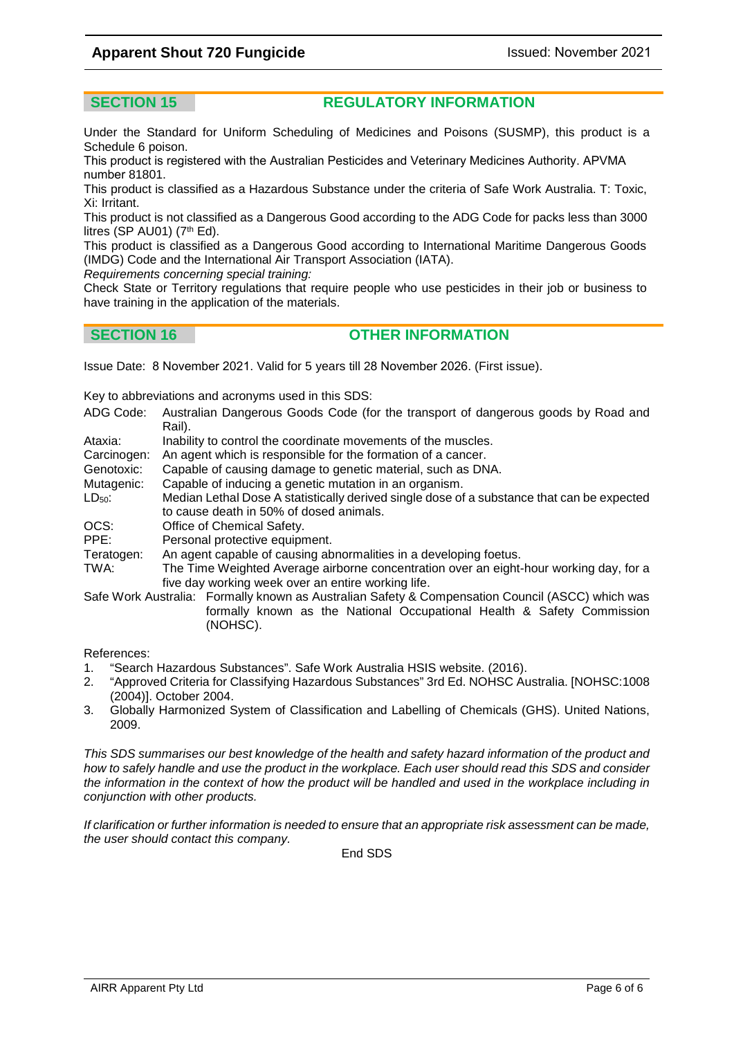## SECTION 15 REGULATORY INFORMATION

Under the Standard for Uniform Scheduling of Medicines and Poisons (SUSMP), this product is a Schedule 6 poison.

This product is registered with the Australian Pesticides and Veterinary Medicines Authority. APVMA number 81801.

This product is classified as a Hazardous Substance under the criteria of Safe Work Australia. T: Toxic, Xi: Irritant.

This product is not classified as a Dangerous Good according to the ADG Code for packs less than 3000 litres (SP AU01) (7th Ed).

This product is classified as a Dangerous Good according to International Maritime Dangerous Goods (IMDG) Code and the International Air Transport Association (IATA).

*Requirements concerning special training:*

Check State or Territory regulations that require people who use pesticides in their job or business to have training in the application of the materials.

## SECTION 16 OTHER INFORMATION

Issue Date: 8 November 2021. Valid for 5 years till 28 November 2026. (First issue).

Key to abbreviations and acronyms used in this SDS:

| | |
|---|---|
| ADG Code: | Australian Dangerous Goods Code (for the transport of dangerous goods by Road and Rail). |
| Ataxia: | Inability to control the coordinate movements of the muscles. |
| Carcinogen: | An agent which is responsible for the formation of a cancer. |
| Genotoxic: | Capable of causing damage to genetic material, such as DNA. |
| Mutagenic: | Capable of inducing a genetic mutation in an organism. |
| $LD_{50}$: | Median Lethal Dose A statistically derived single dose of a substance that can be expected to cause death in 50% of dosed animals. |
| OCS: | Office of Chemical Safety. |
| PPE: | Personal protective equipment. |
| Teratogen: | An agent capable of causing abnormalities in a developing foetus. |
| TWA: | The Time Weighted Average airborne concentration over an eight-hour working day, for a five day working week over an entire working life. |
| Safe Work Australia: | Formally known as Australian Safety & Compensation Council (ASCC) which was formally known as the National Occupational Health & Safety Commission (NOHSC). |

References:

1. "Search Hazardous Substances". Safe Work Australia HSIS website. (2016).
2. "Approved Criteria for Classifying Hazardous Substances" 3rd Ed. NOHSC Australia. [NOHSC:1008 (2004)]. October 2004.
3. Globally Harmonized System of Classification and Labelling of Chemicals (GHS). United Nations, 2009.

*This SDS summarises our best knowledge of the health and safety hazard information of the product and how to safely handle and use the product in the workplace. Each user should read this SDS and consider the information in the context of how the product will be handled and used in the workplace including in conjunction with other products.*

*If clarification or further information is needed to ensure that an appropriate risk assessment can be made, the user should contact this company.*

End SDS